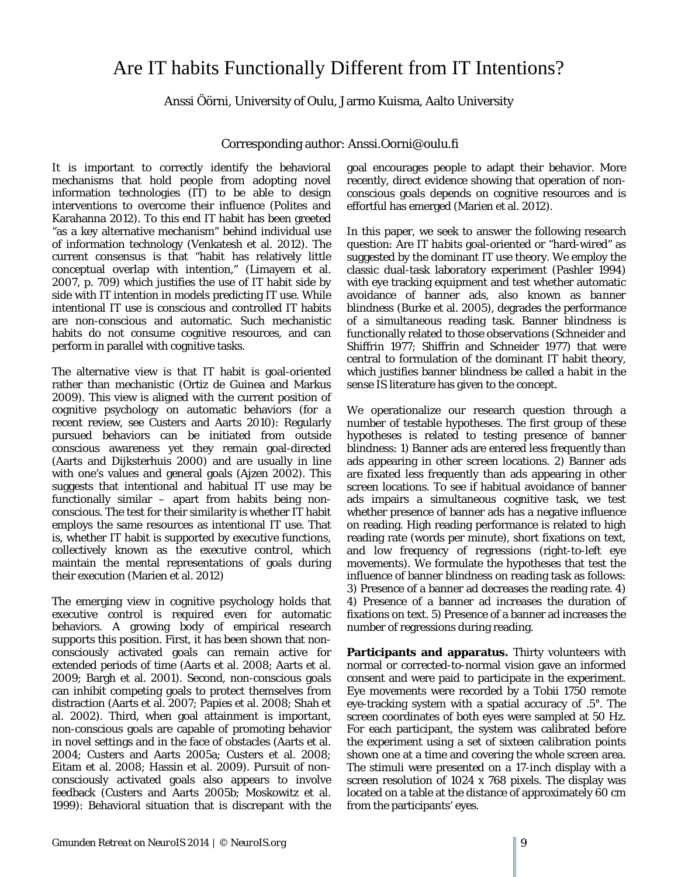# Are IT habits Functionally Different from IT Intentions?

Anssi Öörni, University of Oulu, Jarmo Kuisma, Aalto University

Corresponding author: Anssi.Oorni@oulu.fi

It is important to correctly identify the behavioral mechanisms that hold people from adopting novel information technologies (IT) to be able to design interventions to overcome their influence (Polites and Karahanna 2012). To this end IT habit has been greeted "as a key alternative mechanism" behind individual use of information technology (Venkatesh et al. 2012). The current consensus is that "habit has relatively little conceptual overlap with intention," (Limayem et al. 2007, p. 709) which justifies the use of IT habit side by side with IT intention in models predicting IT use. While intentional IT use is conscious and controlled IT habits are non-conscious and automatic. Such mechanistic habits do not consume cognitive resources, and can perform in parallel with cognitive tasks.

The alternative view is that IT habit is goal-oriented rather than mechanistic (Ortiz de Guinea and Markus 2009). This view is aligned with the current position of cognitive psychology on automatic behaviors (for a recent review, see Custers and Aarts 2010): Regularly pursued behaviors can be initiated from outside conscious awareness yet they remain goal-directed (Aarts and Dijksterhuis 2000) and are usually in line with one's values and general goals (Ajzen 2002). This suggests that intentional and habitual IT use may be functionally similar – apart from habits being non-conscious. The test for their similarity is whether IT habit employs the same resources as intentional IT use. That is, whether IT habit is supported by executive functions, collectively known as the executive control, which maintain the mental representations of goals during their execution (Marien et al. 2012)

The emerging view in cognitive psychology holds that executive control is required even for automatic behaviors. A growing body of empirical research supports this position. First, it has been shown that non-consciously activated goals can remain active for extended periods of time (Aarts et al. 2008; Aarts et al. 2009; Bargh et al. 2001). Second, non-conscious goals can inhibit competing goals to protect themselves from distraction (Aarts et al. 2007; Papies et al. 2008; Shah et al. 2002). Third, when goal attainment is important, non-conscious goals are capable of promoting behavior in novel settings and in the face of obstacles (Aarts et al. 2004; Custers and Aarts 2005a; Custers et al. 2008; Eitam et al. 2008; Hassin et al. 2009). Pursuit of non-consciously activated goals also appears to involve feedback (Custers and Aarts 2005b; Moskowitz et al. 1999): Behavioral situation that is discrepant with the goal encourages people to adapt their behavior. More recently, direct evidence showing that operation of non-conscious goals depends on cognitive resources and is effortful has emerged (Marien et al. 2012).

In this paper, we seek to answer the following research question: *Are IT habits goal-oriented or "hard-wired" as suggested by the dominant IT use theory.* We employ the classic dual-task laboratory experiment (Pashler 1994) with eye tracking equipment and test whether automatic avoidance of banner ads, also known as *banner blindness* (Burke et al. 2005), degrades the performance of a simultaneous reading task. Banner blindness is functionally related to those observations (Schneider and Shiffrin 1977; Shiffrin and Schneider 1977) that were central to formulation of the dominant IT habit theory, which justifies banner blindness be called a *habit* in the sense IS literature has given to the concept.

We operationalize our research question through a number of testable hypotheses. The first group of these hypotheses is related to testing presence of banner blindness: 1) Banner ads are entered less frequently than ads appearing in other screen locations. 2) Banner ads are fixated less frequently than ads appearing in other screen locations. To see if habitual avoidance of banner ads impairs a simultaneous cognitive task, we test whether presence of banner ads has a negative influence on reading. High reading performance is related to high reading rate (words per minute), short fixations on text, and low frequency of regressions (right-to-left eye movements). We formulate the hypotheses that test the influence of banner blindness on reading task as follows: 3) Presence of a banner ad decreases the reading rate. 4) 4) Presence of a banner ad increases the duration of fixations on text. 5) Presence of a banner ad increases the number of regressions during reading.

**Participants and apparatus.** Thirty volunteers with normal or corrected-to-normal vision gave an informed consent and were paid to participate in the experiment. Eye movements were recorded by a Tobii 1750 remote eye-tracking system with a spatial accuracy of .5°. The screen coordinates of both eyes were sampled at 50 Hz. For each participant, the system was calibrated before the experiment using a set of sixteen calibration points shown one at a time and covering the whole screen area. The stimuli were presented on a 17-inch display with a screen resolution of 1024 x 768 pixels. The display was located on a table at the distance of approximately 60 cm from the participants' eyes.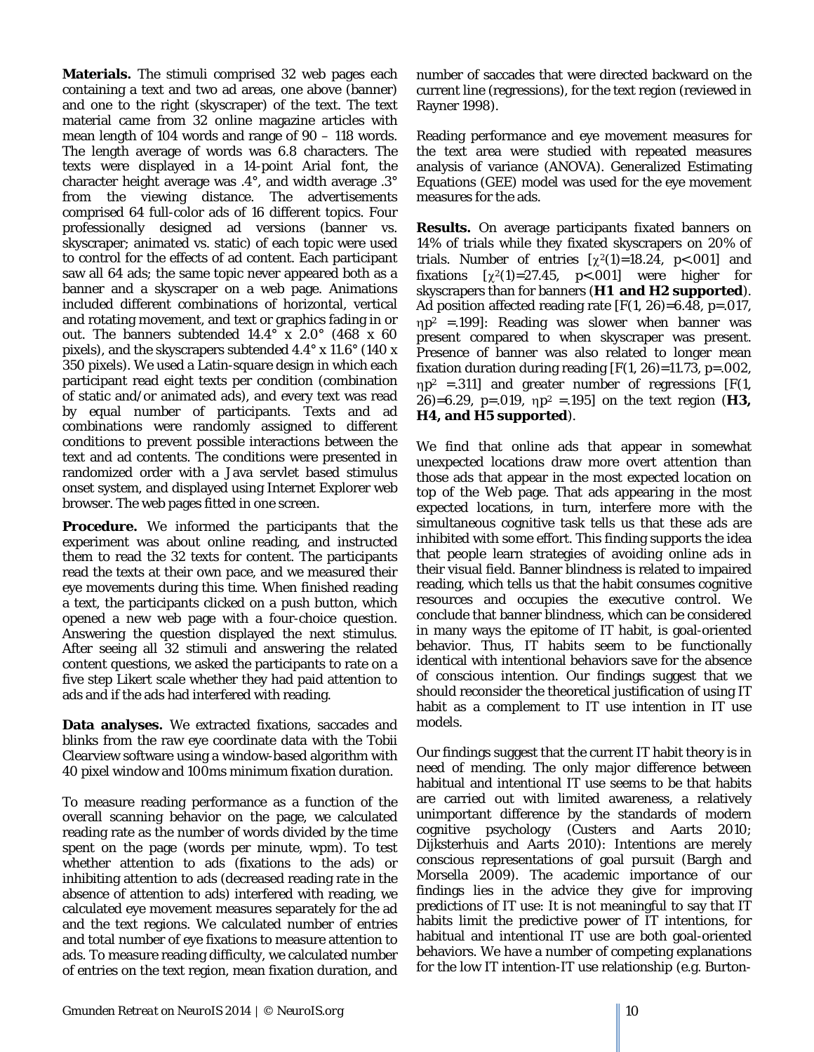**Materials.** The stimuli comprised 32 web pages each containing a text and two ad areas, one above (banner) and one to the right (skyscraper) of the text. The text material came from 32 online magazine articles with mean length of 104 words and range of 90 – 118 words. The length average of words was 6.8 characters. The texts were displayed in a 14-point Arial font, the character height average was .4°, and width average .3° from the viewing distance. The advertisements comprised 64 full-color ads of 16 different topics. Four professionally designed ad versions (banner vs. skyscraper; animated vs. static) of each topic were used to control for the effects of ad content. Each participant saw all 64 ads; the same topic never appeared both as a banner and a skyscraper on a web page. Animations included different combinations of horizontal, vertical and rotating movement, and text or graphics fading in or out. The banners subtended 14.4° x 2.0° (468 x 60 pixels), and the skyscrapers subtended 4.4° x 11.6° (140 x 350 pixels). We used a Latin-square design in which each participant read eight texts per condition (combination of static and/or animated ads), and every text was read by equal number of participants. Texts and ad combinations were randomly assigned to different conditions to prevent possible interactions between the text and ad contents. The conditions were presented in randomized order with a Java servlet based stimulus onset system, and displayed using Internet Explorer web browser. The web pages fitted in one screen.

**Procedure.** We informed the participants that the experiment was about online reading, and instructed them to read the 32 texts for content. The participants read the texts at their own pace, and we measured their eye movements during this time. When finished reading a text, the participants clicked on a push button, which opened a new web page with a four-choice question. Answering the question displayed the next stimulus. After seeing all 32 stimuli and answering the related content questions, we asked the participants to rate on a five step Likert scale whether they had paid attention to ads and if the ads had interfered with reading.

**Data analyses.** We extracted fixations, saccades and blinks from the raw eye coordinate data with the Tobii Clearview software using a window-based algorithm with 40 pixel window and 100ms minimum fixation duration.

To measure reading performance as a function of the overall scanning behavior on the page, we calculated reading rate as the number of words divided by the time spent on the page (words per minute, wpm). To test whether attention to ads (fixations to the ads) or inhibiting attention to ads (decreased reading rate in the absence of attention to ads) interfered with reading, we calculated eye movement measures separately for the ad and the text regions. We calculated number of entries and total number of eye fixations to measure attention to ads. To measure reading difficulty, we calculated number of entries on the text region, mean fixation duration, and number of saccades that were directed backward on the current line (regressions), for the text region (reviewed in Rayner 1998).

Reading performance and eye movement measures for the text area were studied with repeated measures analysis of variance (ANOVA). Generalized Estimating Equations (GEE) model was used for the eye movement measures for the ads.

**Results.** On average participants fixated banners on 14% of trials while they fixated skyscrapers on 20% of trials. Number of entries [$\chi^2(1)=18.24$, $p<.001$] and fixations [$\chi^2(1)=27.45$, $p<.001$] were higher for skyscrapers than for banners (**H1 and H2 supported**). Ad position affected reading rate [$F(1, 26)=6.48$, $p=.017$, $\eta p^2 = .199$]: Reading was slower when banner was present compared to when skyscraper was present. Presence of banner was also related to longer mean fixation duration during reading [$F(1, 26)=11.73$, $p=.002$, $\eta p^2 = .311$] and greater number of regressions [$F(1, 26)=6.29$, $p=.019$, $\eta p^2 = .195$] on the text region (**H3, H4, and H5 supported**).

We find that online ads that appear in somewhat unexpected locations draw more overt attention than those ads that appear in the most expected location on top of the Web page. That ads appearing in the most expected locations, in turn, interfere more with the simultaneous cognitive task tells us that these ads are inhibited with some effort. This finding supports the idea that people learn strategies of avoiding online ads in their visual field. Banner blindness is related to impaired reading, which tells us that the habit consumes cognitive resources and occupies the executive control. We conclude that banner blindness, which can be considered in many ways the epitome of IT habit, is goal-oriented behavior. Thus, IT habits seem to be functionally identical with intentional behaviors save for the absence of conscious intention. Our findings suggest that we should reconsider the theoretical justification of using IT habit as a complement to IT use intention in IT use models.

Our findings suggest that the current IT habit theory is in need of mending. The only major difference between habitual and intentional IT use seems to be that habits are carried out with limited awareness, a relatively unimportant difference by the standards of modern cognitive psychology (Custers and Aarts 2010; Dijksterhuis and Aarts 2010): Intentions are merely conscious representations of goal pursuit (Bargh and Morsella 2009). The academic importance of our findings lies in the advice they give for improving predictions of IT use: It is not meaningful to say that IT habits limit the predictive power of IT intentions, for habitual and intentional IT use are both goal-oriented behaviors. We have a number of competing explanations for the low IT intention-IT use relationship (e.g. Burton-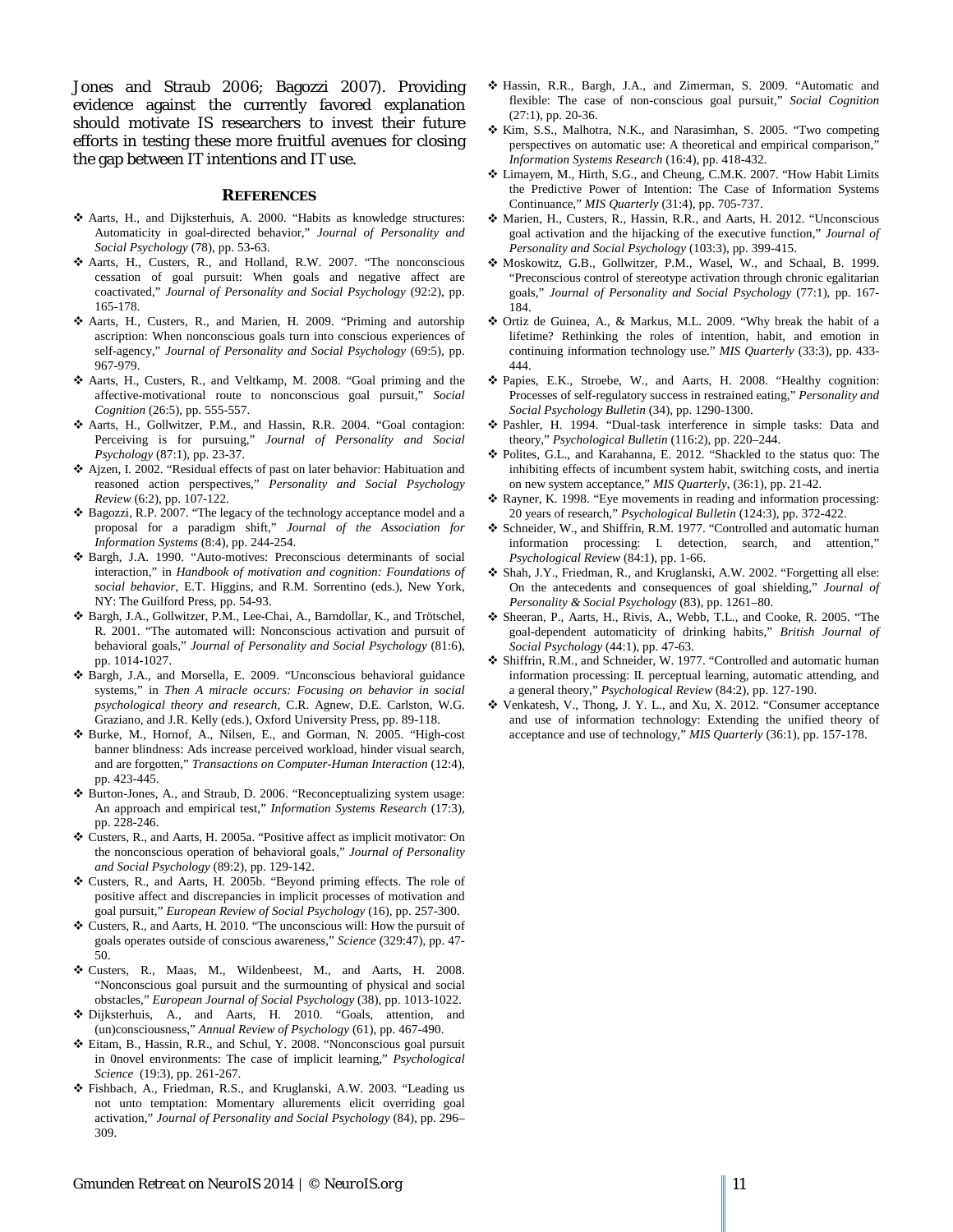Jones and Straub 2006; Bagozzi 2007). Providing evidence against the currently favored explanation should motivate IS researchers to invest their future efforts in testing these more fruitful avenues for closing the gap between IT intentions and IT use.

## REFERENCES

- Aarts, H., and Dijksterhuis, A. 2000. "Habits as knowledge structures: Automaticity in goal-directed behavior," *Journal of Personality and Social Psychology* (78), pp. 53-63.
- Aarts, H., Custers, R., and Holland, R.W. 2007. "The nonconscious cessation of goal pursuit: When goals and negative affect are coactivated," *Journal of Personalíty and Social Psychology* (92:2), pp. 165-178.
- Aarts, H., Custers, R., and Marien, H. 2009. "Priming and autorship ascription: When nonconscious goals turn into conscious experiences of self-agency," *Journal of Personality and Social Psychology* (69:5), pp. 967-979.
- Aarts, H., Custers, R., and Veltkamp, M. 2008. "Goal priming and the affective-motivational route to nonconscious goal pursuit," *Social Cognition* (26:5), pp. 555-557.
- Aarts, H., Gollwitzer, P.M., and Hassin, R.R. 2004. "Goal contagion: Perceiving is for pursuing," *Journal of Personalíty and Social Psychology* (87:1), pp. 23-37.
- Ajzen, I. 2002. "Residual effects of past on later behavior: Habituation and reasoned action perspectives," *Personality and Social Psychology Review* (6:2), pp. 107-122.
- Bagozzi, R.P. 2007. "The legacy of the technology acceptance model and a proposal for a paradigm shift," *Journal of the Association for Information Systems* (8:4), pp. 244-254.
- Bargh, J.A. 1990. "Auto-motives: Preconscious determinants of social interaction," in *Handbook of motivation and cognition: Foundations of social behavior*, E.T. Higgins, and R.M. Sorrentino (eds.), New York, NY: The Guilford Press, pp. 54-93.
- Bargh, J.A., Gollwitzer, P.M., Lee-Chai, A., Barndollar, K., and Trötschel, R. 2001. "The automated will: Nonconscious activation and pursuit of behavioral goals," *Journal of Personality and Social Psychology* (81:6), pp. 1014-1027.
- Bargh, J.A., and Morsella, E. 2009. "Unconscious behavioral guidance systems," in *Then A miracle occurs: Focusing on behavior in social psychological theory and research*, C.R. Agnew, D.E. Carlston, W.G. Graziano, and J.R. Kelly (eds.), Oxford University Press, pp. 89-118.
- Burke, M., Hornof, A., Nilsen, E., and Gorman, N. 2005. "High-cost banner blindness: Ads increase perceived workload, hinder visual search, and are forgotten," *Transactions on Computer-Human Interaction* (12:4), pp. 423-445.
- Burton-Jones, A., and Straub, D. 2006. "Reconceptualizing system usage: An approach and empirical test," *Information Systems Research* (17:3), pp. 228-246.
- Custers, R., and Aarts, H. 2005a. "Positive affect as implicit motivator: On the nonconscious operation of behavioral goals," *Journal of Personality and Social Psychology* (89:2), pp. 129-142.
- Custers, R., and Aarts, H. 2005b. "Beyond priming effects. The role of positive affect and discrepancies in implicit processes of motivation and goal pursuit," *European Review of Social Psychology* (16), pp. 257-300.
- Custers, R., and Aarts, H. 2010. "The unconscious will: How the pursuit of goals operates outside of conscious awareness," *Science* (329:47), pp. 47-50.
- Custers, R., Maas, M., Wildenbeest, M., and Aarts, H. 2008. "Nonconscious goal pursuit and the surmounting of physical and social obstacles," *European Journal of Social Psychology* (38), pp. 1013-1022.
- Dijksterhuis, A., and Aarts, H. 2010. "Goals, attention, and (un)consciousness," *Annual Review of Psychology* (61), pp. 467-490.
- Eitam, B., Hassin, R.R., and Schul, Y. 2008. "Nonconscious goal pursuit in 0novel environments: The case of implicit learning," *Psychological Science* (19:3), pp. 261-267.
- Fishbach, A., Friedman, R.S., and Kruglanski, A.W. 2003. "Leading us not unto temptation: Momentary allurements elicit overriding goal activation," *Journal of Personality and Social Psychology* (84), pp. 296–309.
- Hassin, R.R., Bargh, J.A., and Zimerman, S. 2009. "Automatic and flexible: The case of non-conscious goal pursuit," *Social Cognition* (27:1), pp. 20-36.
- Kim, S.S., Malhotra, N.K., and Narasimhan, S. 2005. "Two competing perspectives on automatic use: A theoretical and empirical comparison," *Information Systems Research* (16:4), pp. 418-432.
- Limayem, M., Hirth, S.G., and Cheung, C.M.K. 2007. "How Habit Limits the Predictive Power of Intention: The Case of Information Systems Continuance," *MIS Quarterly* (31:4), pp. 705-737.
- Marien, H., Custers, R., Hassin, R.R., and Aarts, H. 2012. "Unconscious goal activation and the hijacking of the executive function," *Journal of Personality and Social Psychology* (103:3), pp. 399-415.
- Moskowitz, G.B., Gollwitzer, P.M., Wasel, W., and Schaal, B. 1999. "Preconscious control of stereotype activation through chronic egalitarian goals," *Journal of Personality and Social Psychology* (77:1), pp. 167-184.
- Ortiz de Guinea, A., & Markus, M.L. 2009. "Why break the habit of a lifetime? Rethinking the roles of intention, habit, and emotion in continuing information technology use." *MIS Quarterly* (33:3), pp. 433-444.
- Papies, E.K., Stroebe, W., and Aarts, H. 2008. "Healthy cognition: Processes of self-regulatory success in restrained eating," *Personality and Social Psychology Bulletin* (34), pp. 1290-1300.
- Pashler, H. 1994. "Dual-task interference in simple tasks: Data and theory," *Psychological Bulletin* (116:2), pp. 220–244.
- Polites, G.L., and Karahanna, E. 2012. "Shackled to the status quo: The inhibiting effects of incumbent system habit, switching costs, and inertia on new system acceptance," *MIS Quarterly*, (36:1), pp. 21-42.
- Rayner, K. 1998. "Eye movements in reading and information processing: 20 years of research," *Psychological Bulletin* (124:3), pp. 372-422.
- Schneider, W., and Shiffrin, R.M. 1977. "Controlled and automatic human information processing: I. detection, search, and attention," *Psychological Review* (84:1), pp. 1-66.
- Shah, J.Y., Friedman, R., and Kruglanski, A.W. 2002. "Forgetting all else: On the antecedents and consequences of goal shielding," *Journal of Personality & Social Psychology* (83), pp. 1261–80.
- Sheeran, P., Aarts, H., Rivis, A., Webb, T.L., and Cooke, R. 2005. "The goal-dependent automaticity of drinking habits," *British Journal of Social Psychology* (44:1), pp. 47-63.
- Shiffrin, R.M., and Schneider, W. 1977. "Controlled and automatic human information processing: II. perceptual learning, automatic attending, and a general theory," *Psychological Review* (84:2), pp. 127-190.
- Venkatesh, V., Thong, J. Y. L., and Xu, X. 2012. "Consumer acceptance and use of information technology: Extending the unified theory of acceptance and use of technology," *MIS Quarterly* (36:1), pp. 157-178.